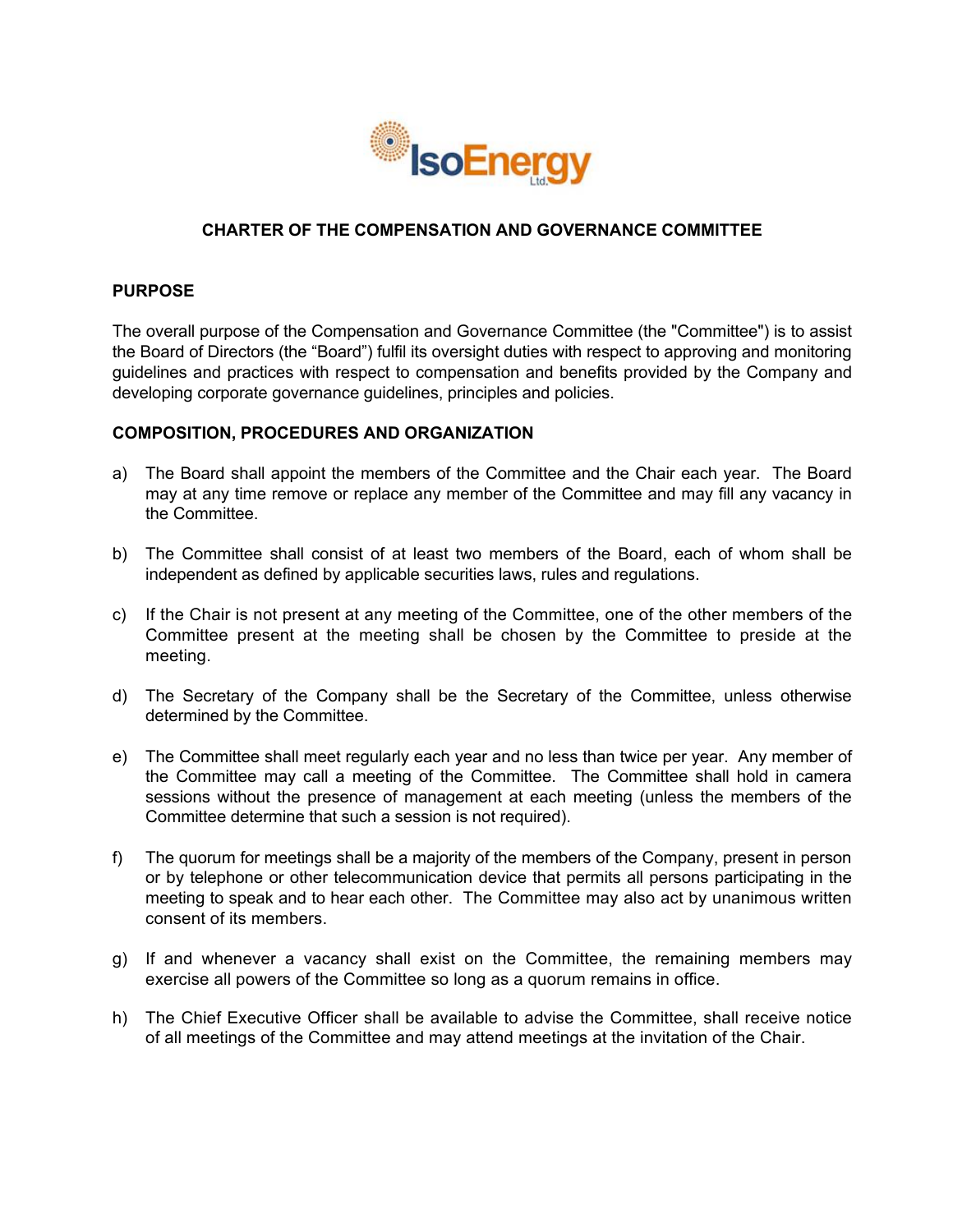# CHARTER OF THE COMPENSATION AND GOVERNANCE COMMITTEE

## PURPOSE

The overall purpose of the Compensation and Governance Committee (the "Committee") is to assist the Board of Directors (the "Board") fulfil its oversight duties with respect to approving and monitoring guidelines and practices with respect to compensation and benefits provided by the Company and developing corporate governance guidelines, principles and policies.

## COMPOSITION, PROCEDURES AND ORGANIZATION

a) The Board shall appoint the members of the Committee and the Chair each year. The Board may at any time remove or replace any member of the Committee and may fill any vacancy in the Committee.

b) The Committee shall consist of at least two members of the Board, each of whom shall be independent as defined by applicable securities laws, rules and regulations.

c) If the Chair is not present at any meeting of the Committee, one of the other members of the Committee present at the meeting shall be chosen by the Committee to preside at the meeting.

d) The Secretary of the Company shall be the Secretary of the Committee, unless otherwise determined by the Committee.

e) The Committee shall meet regularly each year and no less than twice per year. Any member of the Committee may call a meeting of the Committee. The Committee shall hold in camera sessions without the presence of management at each meeting (unless the members of the Committee determine that such a session is not required).

f) The quorum for meetings shall be a majority of the members of the Company, present in person or by telephone or other telecommunication device that permits all persons participating in the meeting to speak and to hear each other. The Committee may also act by unanimous written consent of its members.

g) If and whenever a vacancy shall exist on the Committee, the remaining members may exercise all powers of the Committee so long as a quorum remains in office.

h) The Chief Executive Officer shall be available to advise the Committee, shall receive notice of all meetings of the Committee and may attend meetings at the invitation of the Chair.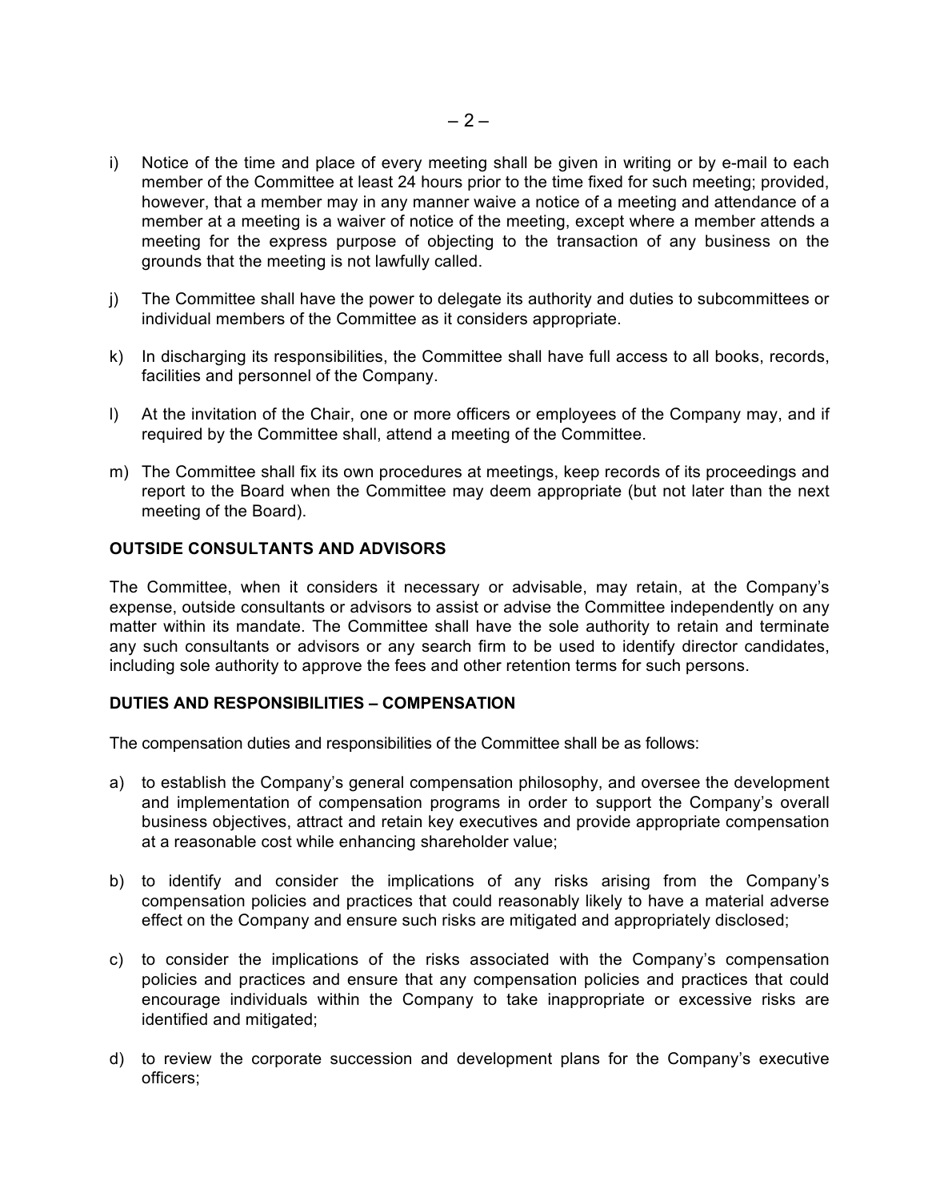i) Notice of the time and place of every meeting shall be given in writing or by e-mail to each member of the Committee at least 24 hours prior to the time fixed for such meeting; provided, however, that a member may in any manner waive a notice of a meeting and attendance of a member at a meeting is a waiver of notice of the meeting, except where a member attends a meeting for the express purpose of objecting to the transaction of any business on the grounds that the meeting is not lawfully called.

j) The Committee shall have the power to delegate its authority and duties to subcommittees or individual members of the Committee as it considers appropriate.

k) In discharging its responsibilities, the Committee shall have full access to all books, records, facilities and personnel of the Company.

l) At the invitation of the Chair, one or more officers or employees of the Company may, and if required by the Committee shall, attend a meeting of the Committee.

m) The Committee shall fix its own procedures at meetings, keep records of its proceedings and report to the Board when the Committee may deem appropriate (but not later than the next meeting of the Board).

**OUTSIDE CONSULTANTS AND ADVISORS**

The Committee, when it considers it necessary or advisable, may retain, at the Company's expense, outside consultants or advisors to assist or advise the Committee independently on any matter within its mandate. The Committee shall have the sole authority to retain and terminate any such consultants or advisors or any search firm to be used to identify director candidates, including sole authority to approve the fees and other retention terms for such persons.

**DUTIES AND RESPONSIBILITIES – COMPENSATION**

The compensation duties and responsibilities of the Committee shall be as follows:

a) to establish the Company's general compensation philosophy, and oversee the development and implementation of compensation programs in order to support the Company's overall business objectives, attract and retain key executives and provide appropriate compensation at a reasonable cost while enhancing shareholder value;

b) to identify and consider the implications of any risks arising from the Company's compensation policies and practices that could reasonably likely to have a material adverse effect on the Company and ensure such risks are mitigated and appropriately disclosed;

c) to consider the implications of the risks associated with the Company's compensation policies and practices and ensure that any compensation policies and practices that could encourage individuals within the Company to take inappropriate or excessive risks are identified and mitigated;

d) to review the corporate succession and development plans for the Company's executive officers;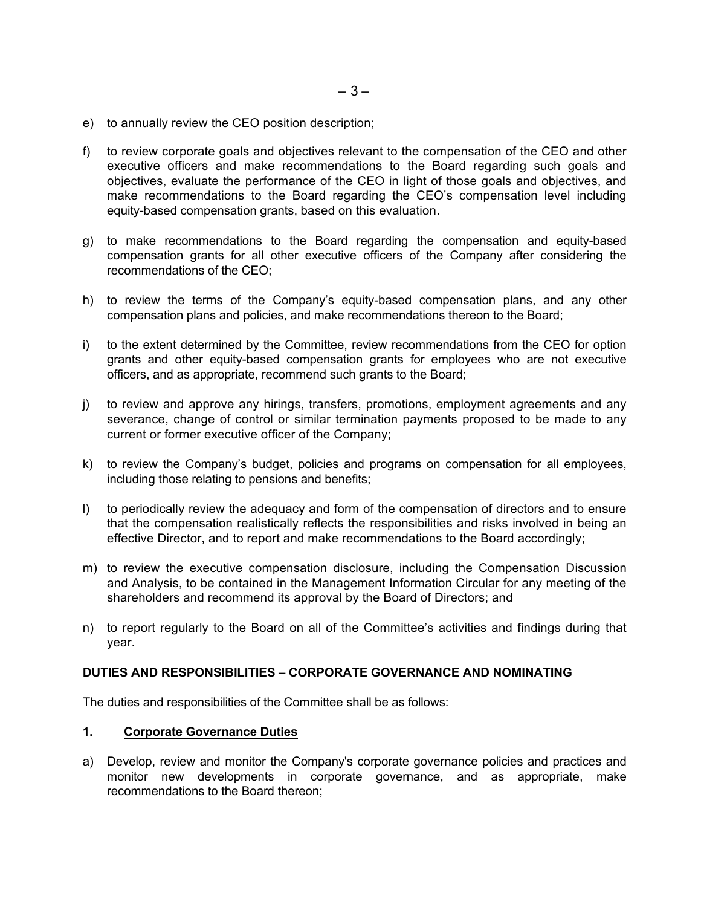e) to annually review the CEO position description;

f) to review corporate goals and objectives relevant to the compensation of the CEO and other executive officers and make recommendations to the Board regarding such goals and objectives, evaluate the performance of the CEO in light of those goals and objectives, and make recommendations to the Board regarding the CEO's compensation level including equity-based compensation grants, based on this evaluation.

g) to make recommendations to the Board regarding the compensation and equity-based compensation grants for all other executive officers of the Company after considering the recommendations of the CEO;

h) to review the terms of the Company's equity-based compensation plans, and any other compensation plans and policies, and make recommendations thereon to the Board;

i) to the extent determined by the Committee, review recommendations from the CEO for option grants and other equity-based compensation grants for employees who are not executive officers, and as appropriate, recommend such grants to the Board;

j) to review and approve any hirings, transfers, promotions, employment agreements and any severance, change of control or similar termination payments proposed to be made to any current or former executive officer of the Company;

k) to review the Company's budget, policies and programs on compensation for all employees, including those relating to pensions and benefits;

l) to periodically review the adequacy and form of the compensation of directors and to ensure that the compensation realistically reflects the responsibilities and risks involved in being an effective Director, and to report and make recommendations to the Board accordingly;

m) to review the executive compensation disclosure, including the Compensation Discussion and Analysis, to be contained in the Management Information Circular for any meeting of the shareholders and recommend its approval by the Board of Directors; and

n) to report regularly to the Board on all of the Committee's activities and findings during that year.

**DUTIES AND RESPONSIBILITIES – CORPORATE GOVERNANCE AND NOMINATING**

The duties and responsibilities of the Committee shall be as follows:

**1. <u>Corporate Governance Duties</u>**

a) Develop, review and monitor the Company's corporate governance policies and practices and monitor new developments in corporate governance, and as appropriate, make recommendations to the Board thereon;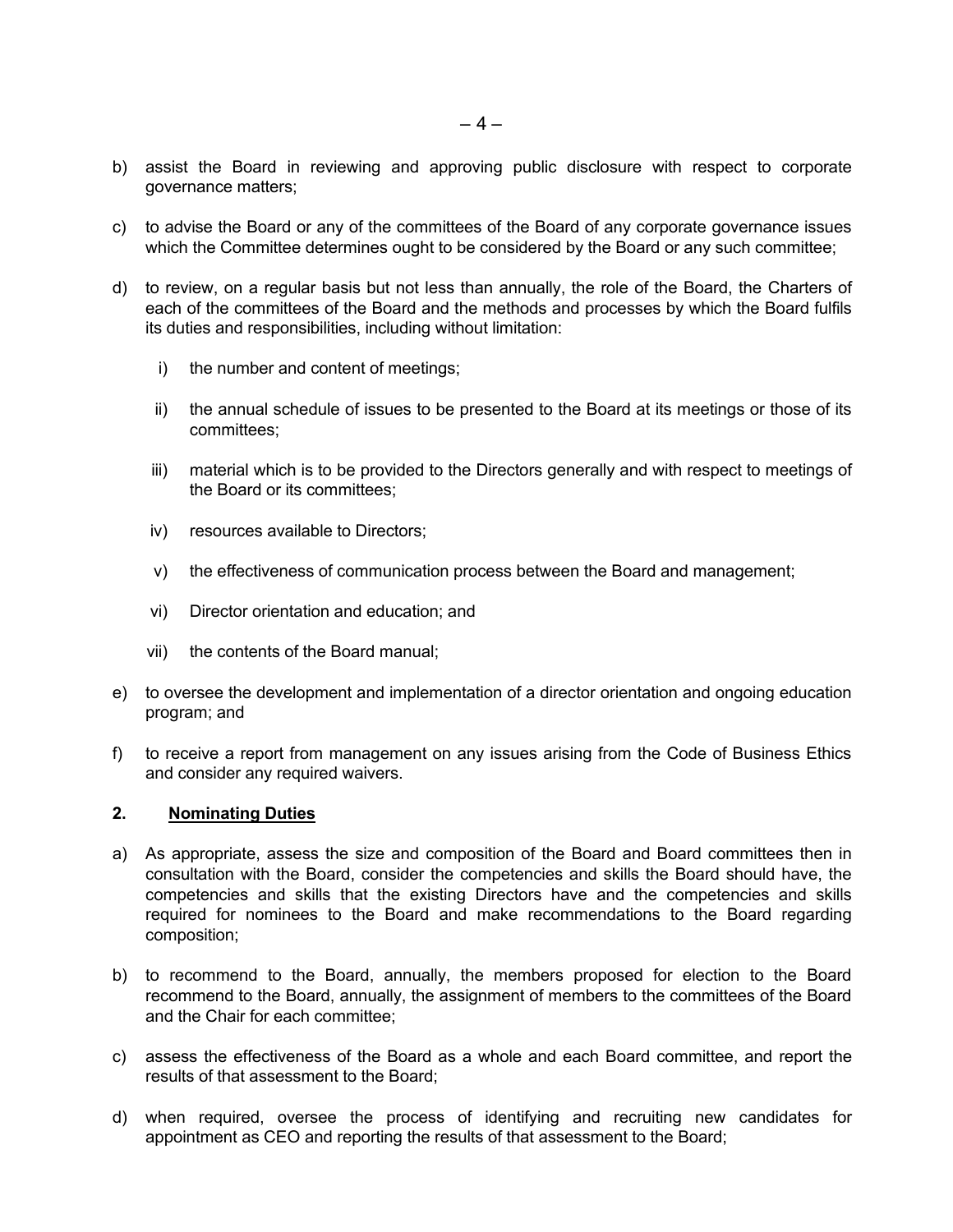b) assist the Board in reviewing and approving public disclosure with respect to corporate governance matters;

c) to advise the Board or any of the committees of the Board of any corporate governance issues which the Committee determines ought to be considered by the Board or any such committee;

d) to review, on a regular basis but not less than annually, the role of the Board, the Charters of each of the committees of the Board and the methods and processes by which the Board fulfils its duties and responsibilities, including without limitation:

   i) the number and content of meetings;

   ii) the annual schedule of issues to be presented to the Board at its meetings or those of its committees;

   iii) material which is to be provided to the Directors generally and with respect to meetings of the Board or its committees;

   iv) resources available to Directors;

   v) the effectiveness of communication process between the Board and management;

   vi) Director orientation and education; and

   vii) the contents of the Board manual;

e) to oversee the development and implementation of a director orientation and ongoing education program; and

f) to receive a report from management on any issues arising from the Code of Business Ethics and consider any required waivers.

**2. <u>Nominating Duties</u>**

a) As appropriate, assess the size and composition of the Board and Board committees then in consultation with the Board, consider the competencies and skills the Board should have, the competencies and skills that the existing Directors have and the competencies and skills required for nominees to the Board and make recommendations to the Board regarding composition;

b) to recommend to the Board, annually, the members proposed for election to the Board recommend to the Board, annually, the assignment of members to the committees of the Board and the Chair for each committee;

c) assess the effectiveness of the Board as a whole and each Board committee, and report the results of that assessment to the Board;

d) when required, oversee the process of identifying and recruiting new candidates for appointment as CEO and reporting the results of that assessment to the Board;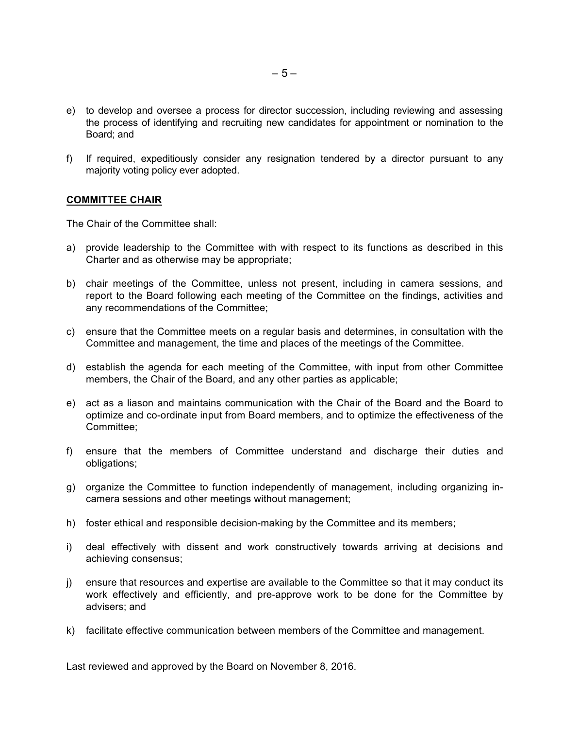e) to develop and oversee a process for director succession, including reviewing and assessing the process of identifying and recruiting new candidates for appointment or nomination to the Board; and

f) If required, expeditiously consider any resignation tendered by a director pursuant to any majority voting policy ever adopted.

**COMMITTEE CHAIR**

The Chair of the Committee shall:

a) provide leadership to the Committee with with respect to its functions as described in this Charter and as otherwise may be appropriate;

b) chair meetings of the Committee, unless not present, including in camera sessions, and report to the Board following each meeting of the Committee on the findings, activities and any recommendations of the Committee;

c) ensure that the Committee meets on a regular basis and determines, in consultation with the Committee and management, the time and places of the meetings of the Committee.

d) establish the agenda for each meeting of the Committee, with input from other Committee members, the Chair of the Board, and any other parties as applicable;

e) act as a liason and maintains communication with the Chair of the Board and the Board to optimize and co-ordinate input from Board members, and to optimize the effectiveness of the Committee;

f) ensure that the members of Committee understand and discharge their duties and obligations;

g) organize the Committee to function independently of management, including organizing in-camera sessions and other meetings without management;

h) foster ethical and responsible decision-making by the Committee and its members;

i) deal effectively with dissent and work constructively towards arriving at decisions and achieving consensus;

j) ensure that resources and expertise are available to the Committee so that it may conduct its work effectively and efficiently, and pre-approve work to be done for the Committee by advisers; and

k) facilitate effective communication between members of the Committee and management.

Last reviewed and approved by the Board on November 8, 2016.